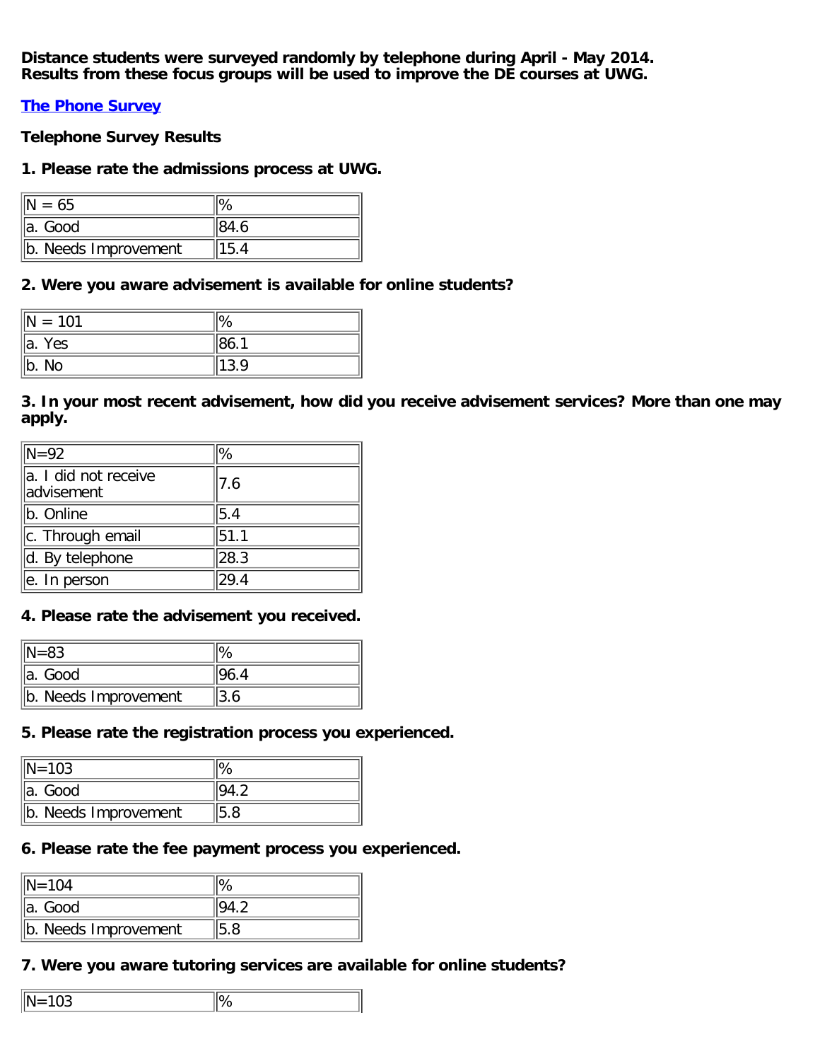**Distance students were surveyed randomly by telephone during April - May 2014.**
**Results from these focus groups will be used to improve the DE courses at UWG.**

**[The Phone Survey]**

**Telephone Survey Results**

**1. Please rate the admissions process at UWG.**

| N = 65 | % |
|---|---|
| a. Good | 84.6 |
| b. Needs Improvement | 15.4 |

**2. Were you aware advisement is available for online students?**

| N = 101 | % |
|---|---|
| a. Yes | 86.1 |
| b. No | 13.9 |

**3. In your most recent advisement, how did you receive advisement services? More than one may apply.**

| N=92 | % |
|---|---|
| a. I did not receive advisement | 7.6 |
| b. Online | 5.4 |
| c. Through email | 51.1 |
| d. By telephone | 28.3 |
| e. In person | 29.4 |

**4. Please rate the advisement you received.**

| N=83 | % |
|---|---|
| a. Good | 96.4 |
| b. Needs Improvement | 3.6 |

**5. Please rate the registration process you experienced.**

| N=103 | % |
|---|---|
| a. Good | 94.2 |
| b. Needs Improvement | 5.8 |

**6. Please rate the fee payment process you experienced.**

| N=104 | % |
|---|---|
| a. Good | 94.2 |
| b. Needs Improvement | 5.8 |

**7. Were you aware tutoring services are available for online students?**

| N=103 | % |
|---|---|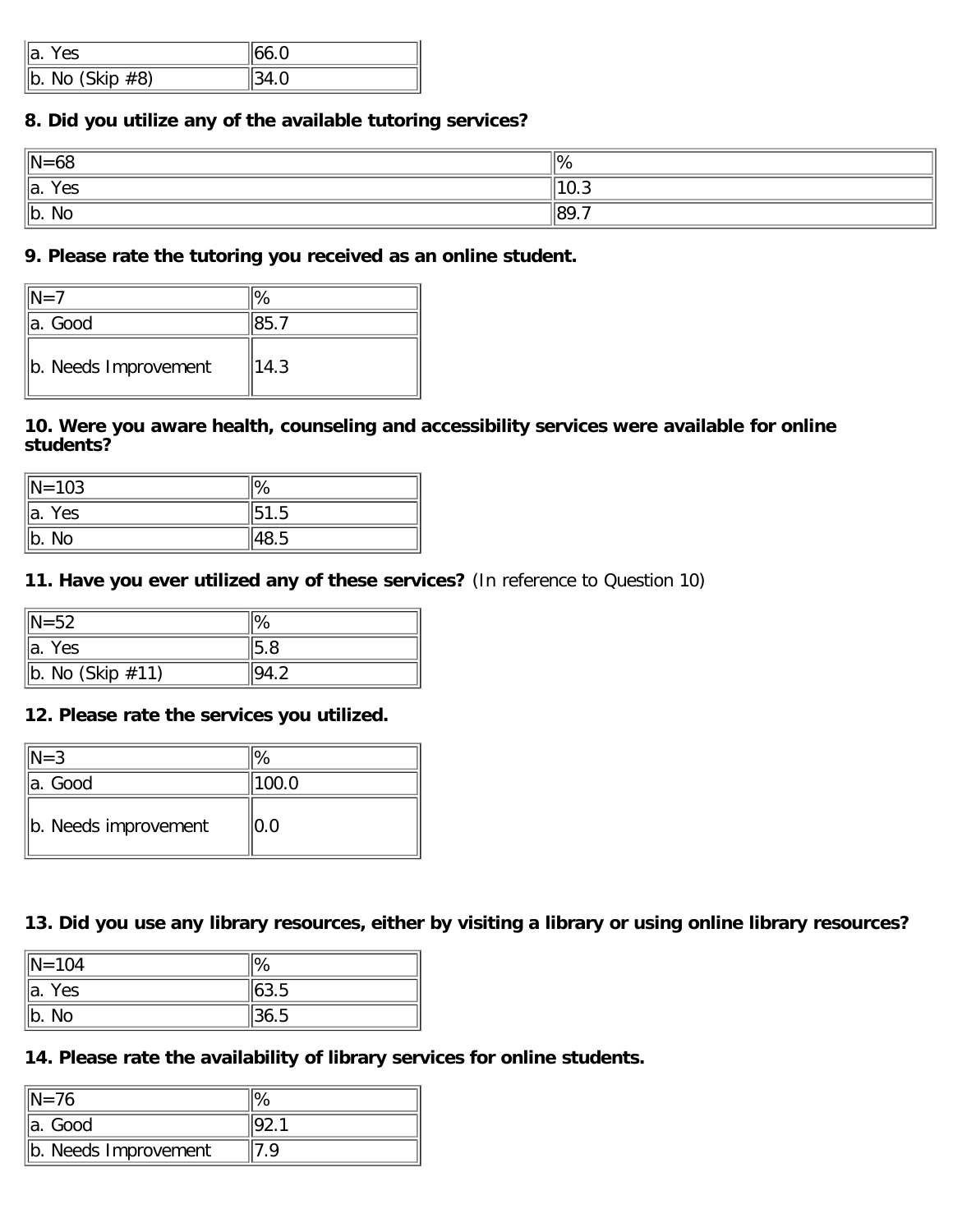| a. Yes | 66.0 |
|---|---|
| b. No (Skip #8) | 34.0 |

**8. Did you utilize any of the available tutoring services?**

| N=68 | % |
|---|---|
| a. Yes | 10.3 |
| b. No | 89.7 |

**9. Please rate the tutoring you received as an online student.**

| N=7 | % |
|---|---|
| a. Good | 85.7 |
| b. Needs Improvement | 14.3 |

**10. Were you aware health, counseling and accessibility services were available for online students?**

| N=103 | % |
|---|---|
| a. Yes | 51.5 |
| b. No | 48.5 |

**11. Have you ever utilized any of these services?** (In reference to Question 10)

| N=52 | % |
|---|---|
| a. Yes | 5.8 |
| b. No (Skip #11) | 94.2 |

**12. Please rate the services you utilized.**

| N=3 | % |
|---|---|
| a. Good | 100.0 |
| b. Needs improvement | 0.0 |

**13. Did you use any library resources, either by visiting a library or using online library resources?**

| N=104 | % |
|---|---|
| a. Yes | 63.5 |
| b. No | 36.5 |

**14. Please rate the availability of library services for online students.**

| N=76 | % |
|---|---|
| a. Good | 92.1 |
| b. Needs Improvement | 7.9 |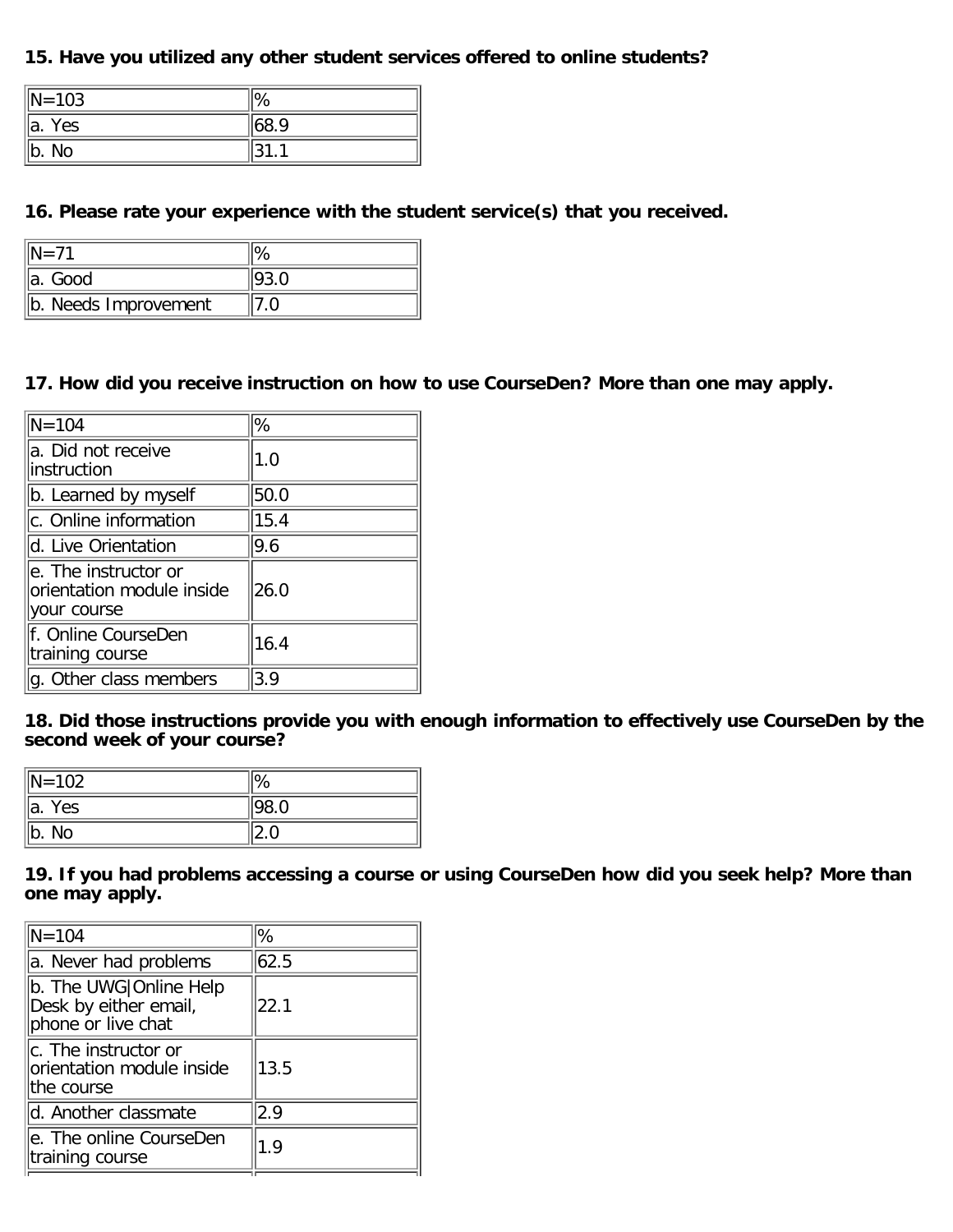**15. Have you utilized any other student services offered to online students?**

| N=103 | % |
|---|---|
| a. Yes | 68.9 |
| b. No | 31.1 |

**16. Please rate your experience with the student service(s) that you received.**

| N=71 | % |
|---|---|
| a. Good | 93.0 |
| b. Needs Improvement | 7.0 |

**17. How did you receive instruction on how to use CourseDen? More than one may apply.**

| N=104 | % |
|---|---|
| a. Did not receive instruction | 1.0 |
| b. Learned by myself | 50.0 |
| c. Online information | 15.4 |
| d. Live Orientation | 9.6 |
| e. The instructor or orientation module inside your course | 26.0 |
| f. Online CourseDen training course | 16.4 |
| g. Other class members | 3.9 |

**18. Did those instructions provide you with enough information to effectively use CourseDen by the second week of your course?**

| N=102 | % |
|---|---|
| a. Yes | 98.0 |
| b. No | 2.0 |

**19. If you had problems accessing a course or using CourseDen how did you seek help? More than one may apply.**

| N=104 | % |
|---|---|
| a. Never had problems | 62.5 |
| b. The UWG\|Online Help Desk by either email, phone or live chat | 22.1 |
| c. The instructor or orientation module inside the course | 13.5 |
| d. Another classmate | 2.9 |
| e. The online CourseDen training course | 1.9 |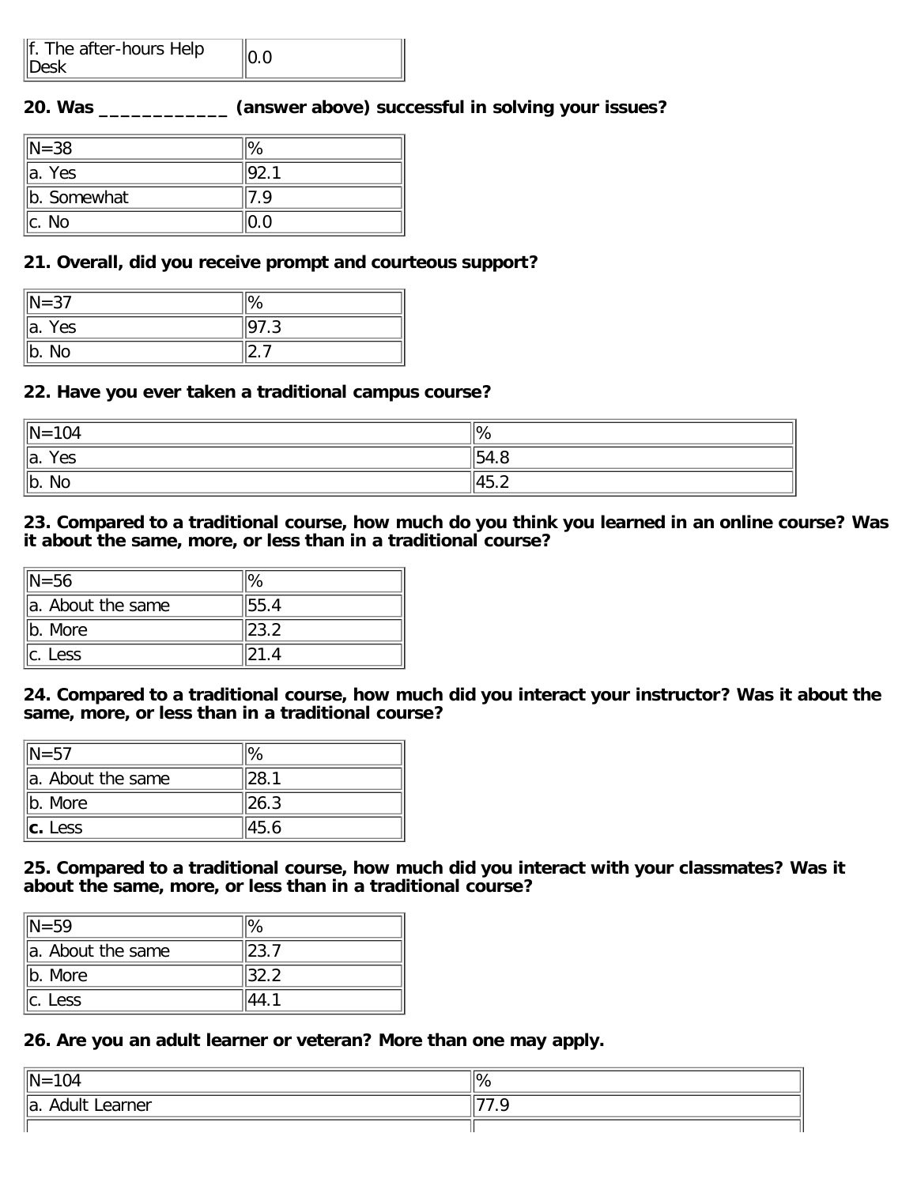| f. The after-hours Help Desk | 0.0 |
|---|---|

**20. Was ____________ (answer above) successful in solving your issues?**

| N=38 | % |
|---|---|
| a. Yes | 92.1 |
| b. Somewhat | 7.9 |
| c. No | 0.0 |

**21. Overall, did you receive prompt and courteous support?**

| N=37 | % |
|---|---|
| a. Yes | 97.3 |
| b. No | 2.7 |

**22. Have you ever taken a traditional campus course?**

| N=104 | % |
|---|---|
| a. Yes | 54.8 |
| b. No | 45.2 |

**23. Compared to a traditional course, how much do you think you learned in an online course? Was it about the same, more, or less than in a traditional course?**

| N=56 | % |
|---|---|
| a. About the same | 55.4 |
| b. More | 23.2 |
| c. Less | 21.4 |

**24. Compared to a traditional course, how much did you interact your instructor? Was it about the same, more, or less than in a traditional course?**

| N=57 | % |
|---|---|
| a. About the same | 28.1 |
| b. More | 26.3 |
| **c.** Less | 45.6 |

**25. Compared to a traditional course, how much did you interact with your classmates? Was it about the same, more, or less than in a traditional course?**

| N=59 | % |
|---|---|
| a. About the same | 23.7 |
| b. More | 32.2 |
| c. Less | 44.1 |

**26. Are you an adult learner or veteran? More than one may apply.**

| N=104 | % |
|---|---|
| a. Adult Learner | 77.9 |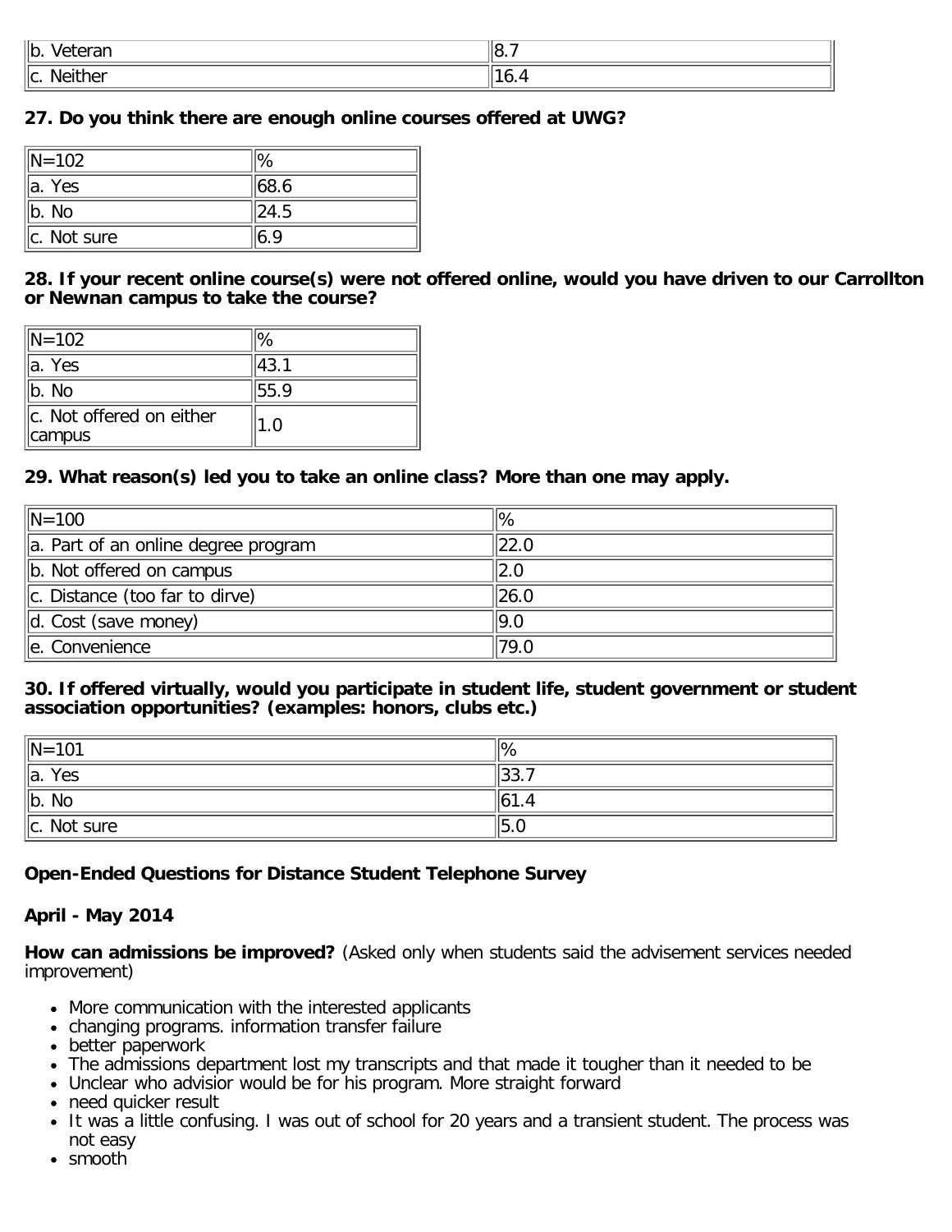| b. Veteran | 8.7 |
|---|---|
| c. Neither | 16.4 |

**27. Do you think there are enough online courses offered at UWG?**

| N=102 | % |
|---|---|
| a. Yes | 68.6 |
| b. No | 24.5 |
| c. Not sure | 6.9 |

**28. If your recent online course(s) were not offered online, would you have driven to our Carrollton or Newnan campus to take the course?**

| N=102 | % |
|---|---|
| a. Yes | 43.1 |
| b. No | 55.9 |
| c. Not offered on either campus | 1.0 |

**29. What reason(s) led you to take an online class? More than one may apply.**

| N=100 | % |
|---|---|
| a. Part of an online degree program | 22.0 |
| b. Not offered on campus | 2.0 |
| c. Distance (too far to dirve) | 26.0 |
| d. Cost (save money) | 9.0 |
| e. Convenience | 79.0 |

**30. If offered virtually, would you participate in student life, student government or student association opportunities? (examples: honors, clubs etc.)**

| N=101 | % |
|---|---|
| a. Yes | 33.7 |
| b. No | 61.4 |
| c. Not sure | 5.0 |

**Open-Ended Questions for Distance Student Telephone Survey**

**April - May 2014**

**How can admissions be improved?** (Asked only when students said the advisement services needed improvement)

- More communication with the interested applicants
- changing programs. information transfer failure
- better paperwork
- The admissions department lost my transcripts and that made it tougher than it needed to be
- Unclear who advisior would be for his program. More straight forward
- need quicker result
- It was a little confusing. I was out of school for 20 years and a transient student. The process was not easy
- smooth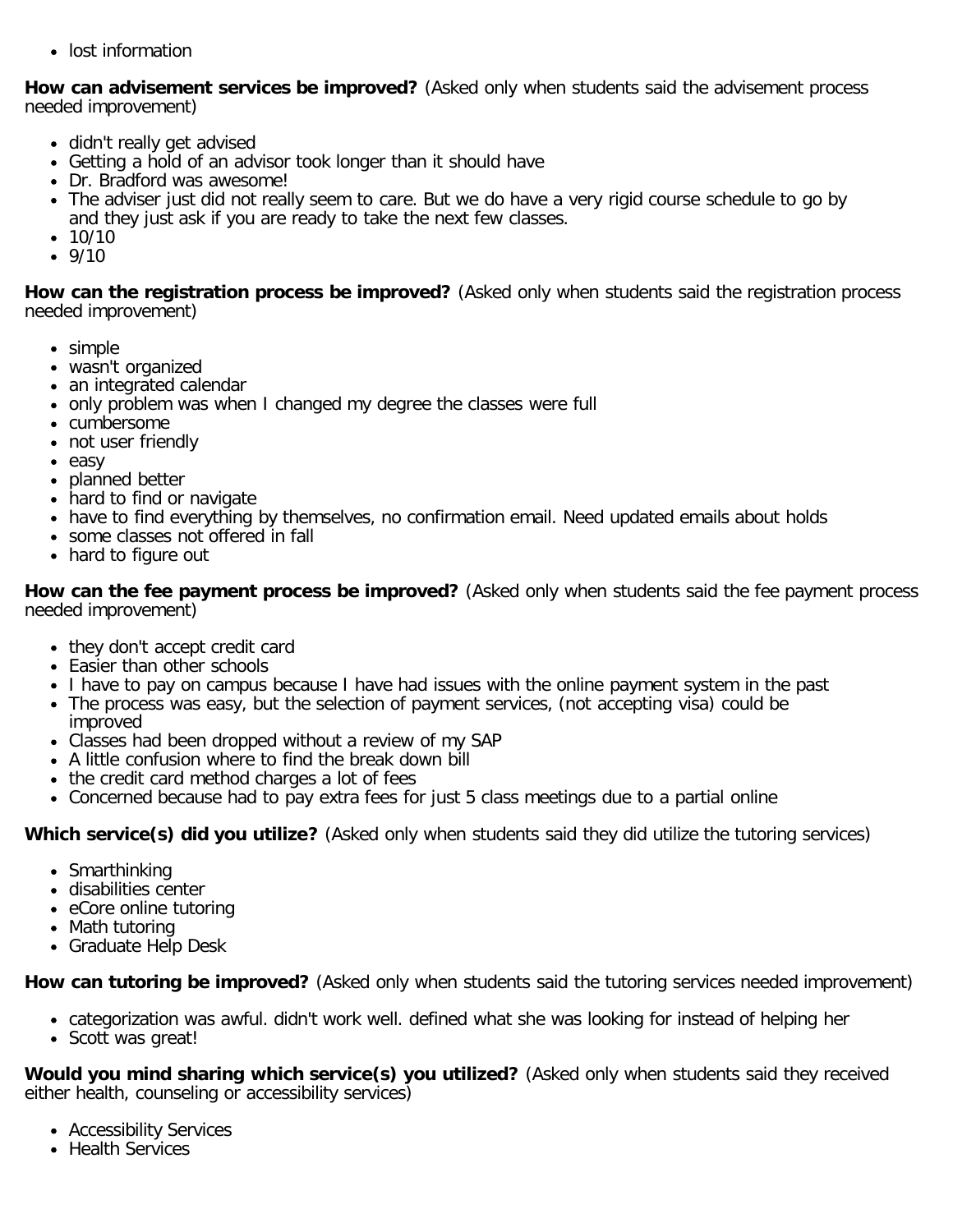- lost information

**How can advisement services be improved?** (Asked only when students said the advisement process needed improvement)

- didn't really get advised
- Getting a hold of an advisor took longer than it should have
- Dr. Bradford was awesome!
- The adviser just did not really seem to care. But we do have a very rigid course schedule to go by and they just ask if you are ready to take the next few classes.
- 10/10
- 9/10

**How can the registration process be improved?** (Asked only when students said the registration process needed improvement)

- simple
- wasn't organized
- an integrated calendar
- only problem was when I changed my degree the classes were full
- cumbersome
- not user friendly
- easy
- planned better
- hard to find or navigate
- have to find everything by themselves, no confirmation email. Need updated emails about holds
- some classes not offered in fall
- hard to figure out

**How can the fee payment process be improved?** (Asked only when students said the fee payment process needed improvement)

- they don't accept credit card
- Easier than other schools
- I have to pay on campus because I have had issues with the online payment system in the past
- The process was easy, but the selection of payment services, (not accepting visa) could be improved
- Classes had been dropped without a review of my SAP
- A little confusion where to find the break down bill
- the credit card method charges a lot of fees
- Concerned because had to pay extra fees for just 5 class meetings due to a partial online

**Which service(s) did you utilize?** (Asked only when students said they did utilize the tutoring services)

- Smarthinking
- disabilities center
- eCore online tutoring
- Math tutoring
- Graduate Help Desk

**How can tutoring be improved?** (Asked only when students said the tutoring services needed improvement)

- categorization was awful. didn't work well. defined what she was looking for instead of helping her
- Scott was great!

**Would you mind sharing which service(s) you utilized?** (Asked only when students said they received either health, counseling or accessibility services)

- Accessibility Services
- Health Services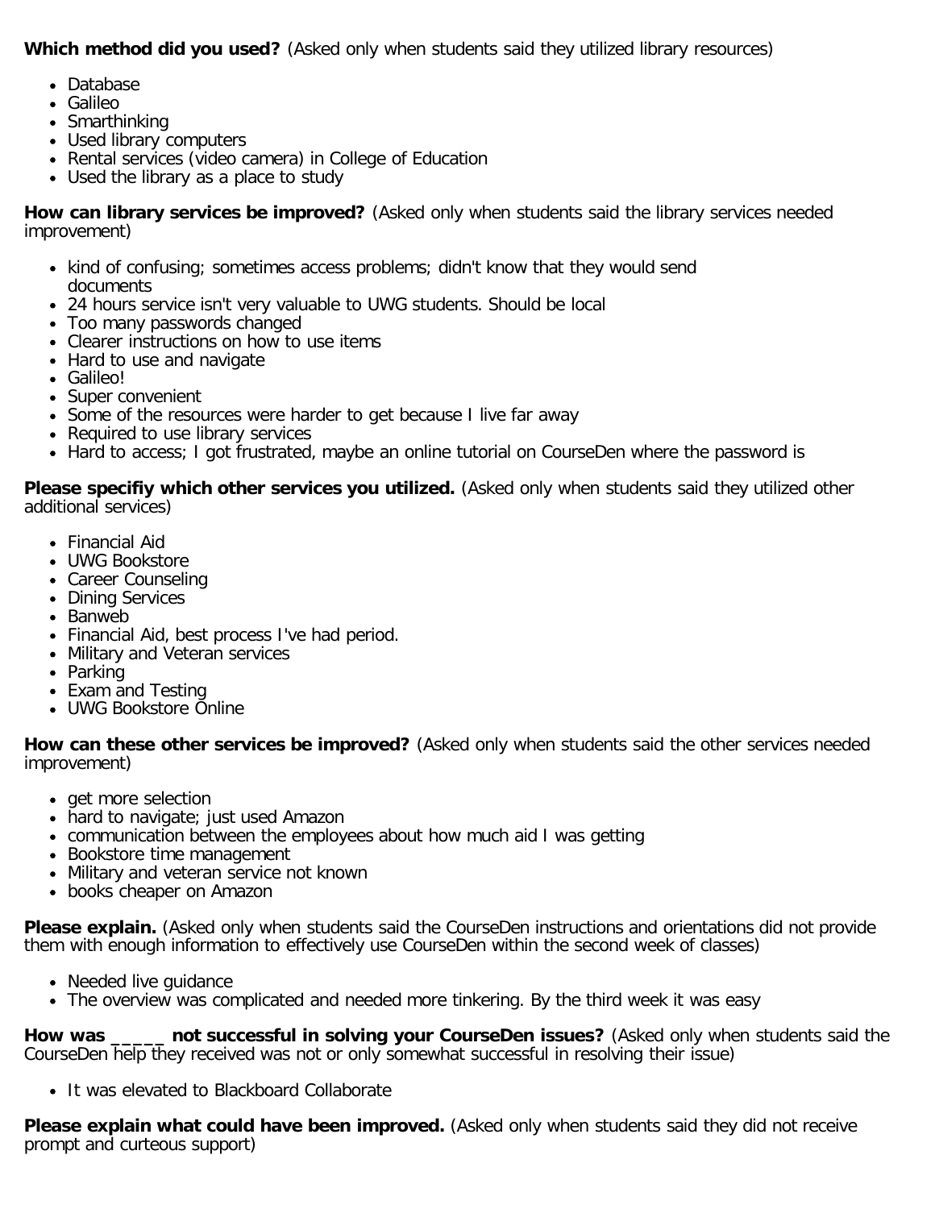**Which method did you used?** (Asked only when students said they utilized library resources)

- Database
- Galileo
- Smarthinking
- Used library computers
- Rental services (video camera) in College of Education
- Used the library as a place to study

**How can library services be improved?** (Asked only when students said the library services needed improvement)

- kind of confusing; sometimes access problems; didn't know that they would send documents
- 24 hours service isn't very valuable to UWG students. Should be local
- Too many passwords changed
- Clearer instructions on how to use items
- Hard to use and navigate
- Galileo!
- Super convenient
- Some of the resources were harder to get because I live far away
- Required to use library services
- Hard to access; I got frustrated, maybe an online tutorial on CourseDen where the password is

**Please specifiy which other services you utilized.** (Asked only when students said they utilized other additional services)

- Financial Aid
- UWG Bookstore
- Career Counseling
- Dining Services
- Banweb
- Financial Aid, best process I've had period.
- Military and Veteran services
- Parking
- Exam and Testing
- UWG Bookstore Online

**How can these other services be improved?** (Asked only when students said the other services needed improvement)

- get more selection
- hard to navigate; just used Amazon
- communication between the employees about how much aid I was getting
- Bookstore time management
- Military and veteran service not known
- books cheaper on Amazon

**Please explain.** (Asked only when students said the CourseDen instructions and orientations did not provide them with enough information to effectively use CourseDen within the second week of classes)

- Needed live guidance
- The overview was complicated and needed more tinkering. By the third week it was easy

**How was _____ not successful in solving your CourseDen issues?** (Asked only when students said the CourseDen help they received was not or only somewhat successful in resolving their issue)

- It was elevated to Blackboard Collaborate

**Please explain what could have been improved.** (Asked only when students said they did not receive prompt and curteous support)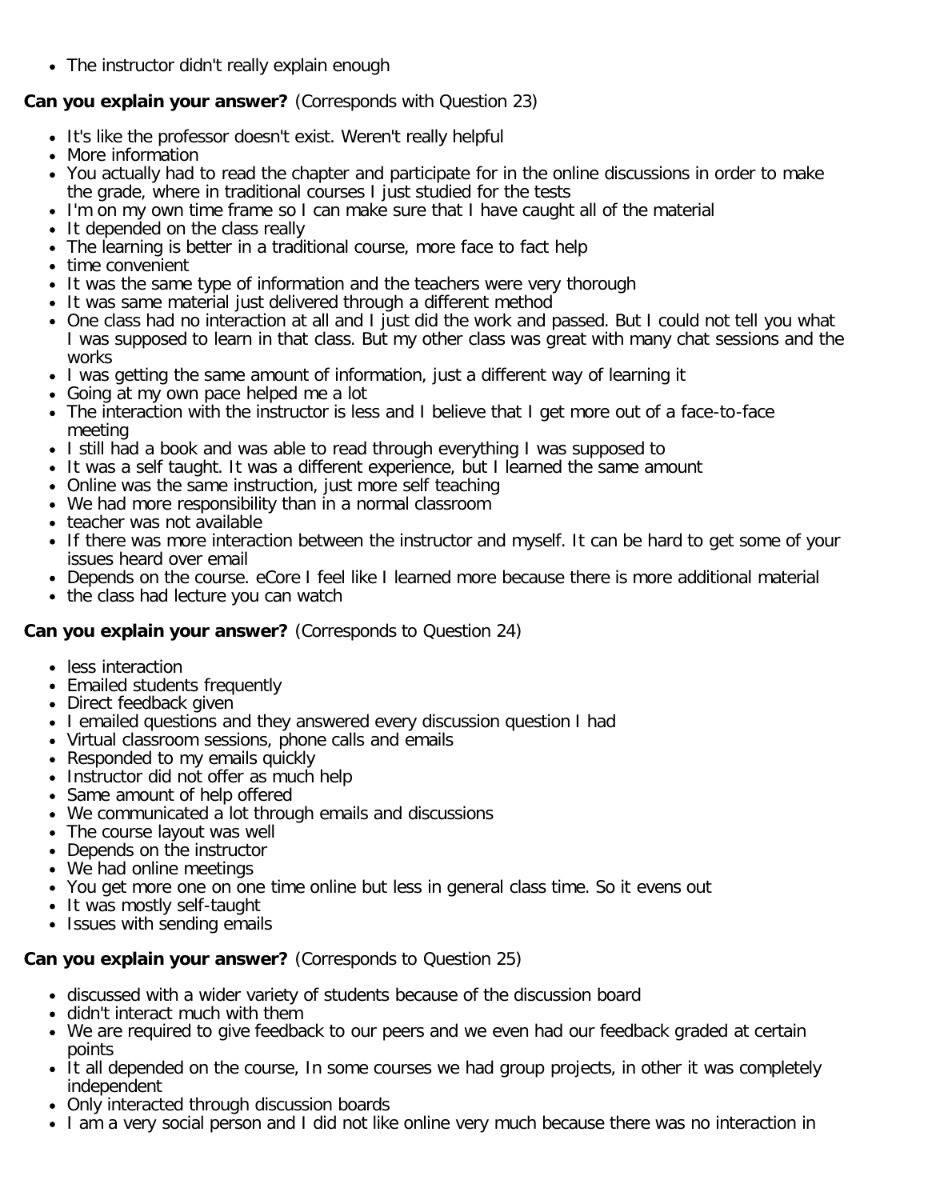- The instructor didn't really explain enough

**Can you explain your answer?** (Corresponds with Question 23)

- It's like the professor doesn't exist. Weren't really helpful
- More information
- You actually had to read the chapter and participate for in the online discussions in order to make the grade, where in traditional courses I just studied for the tests
- I'm on my own time frame so I can make sure that I have caught all of the material
- It depended on the class really
- The learning is better in a traditional course, more face to fact help
- time convenient
- It was the same type of information and the teachers were very thorough
- It was same material just delivered through a different method
- One class had no interaction at all and I just did the work and passed. But I could not tell you what I was supposed to learn in that class. But my other class was great with many chat sessions and the works
- I was getting the same amount of information, just a different way of learning it
- Going at my own pace helped me a lot
- The interaction with the instructor is less and I believe that I get more out of a face-to-face meeting
- I still had a book and was able to read through everything I was supposed to
- It was a self taught. It was a different experience, but I learned the same amount
- Online was the same instruction, just more self teaching
- We had more responsibility than in a normal classroom
- teacher was not available
- If there was more interaction between the instructor and myself. It can be hard to get some of your issues heard over email
- Depends on the course. eCore I feel like I learned more because there is more additional material
- the class had lecture you can watch

**Can you explain your answer?** (Corresponds to Question 24)

- less interaction
- Emailed students frequently
- Direct feedback given
- I emailed questions and they answered every discussion question I had
- Virtual classroom sessions, phone calls and emails
- Responded to my emails quickly
- Instructor did not offer as much help
- Same amount of help offered
- We communicated a lot through emails and discussions
- The course layout was well
- Depends on the instructor
- We had online meetings
- You get more one on one time online but less in general class time. So it evens out
- It was mostly self-taught
- Issues with sending emails

**Can you explain your answer?** (Corresponds to Question 25)

- discussed with a wider variety of students because of the discussion board
- didn't interact much with them
- We are required to give feedback to our peers and we even had our feedback graded at certain points
- It all depended on the course, In some courses we had group projects, in other it was completely independent
- Only interacted through discussion boards
- I am a very social person and I did not like online very much because there was no interaction in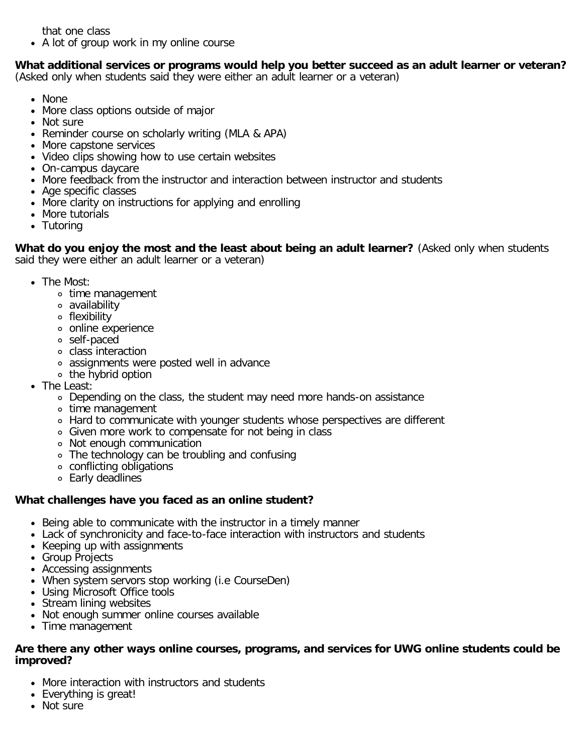that one class
- A lot of group work in my online course

**What additional services or programs would help you better succeed as an adult learner or veteran?** (Asked only when students said they were either an adult learner or a veteran)

- None
- More class options outside of major
- Not sure
- Reminder course on scholarly writing (MLA & APA)
- More capstone services
- Video clips showing how to use certain websites
- On-campus daycare
- More feedback from the instructor and interaction between instructor and students
- Age specific classes
- More clarity on instructions for applying and enrolling
- More tutorials
- Tutoring

**What do you enjoy the most and the least about being an adult learner?** (Asked only when students said they were either an adult learner or a veteran)

- The Most:
  - time management
  - availability
  - flexibility
  - online experience
  - self-paced
  - class interaction
  - assignments were posted well in advance
  - the hybrid option
- The Least:
  - Depending on the class, the student may need more hands-on assistance
  - time management
  - Hard to communicate with younger students whose perspectives are different
  - Given more work to compensate for not being in class
  - Not enough communication
  - The technology can be troubling and confusing
  - conflicting obligations
  - Early deadlines

**What challenges have you faced as an online student?**

- Being able to communicate with the instructor in a timely manner
- Lack of synchronicity and face-to-face interaction with instructors and students
- Keeping up with assignments
- Group Projects
- Accessing assignments
- When system servors stop working (i.e CourseDen)
- Using Microsoft Office tools
- Stream lining websites
- Not enough summer online courses available
- Time management

**Are there any other ways online courses, programs, and services for UWG online students could be improved?**

- More interaction with instructors and students
- Everything is great!
- Not sure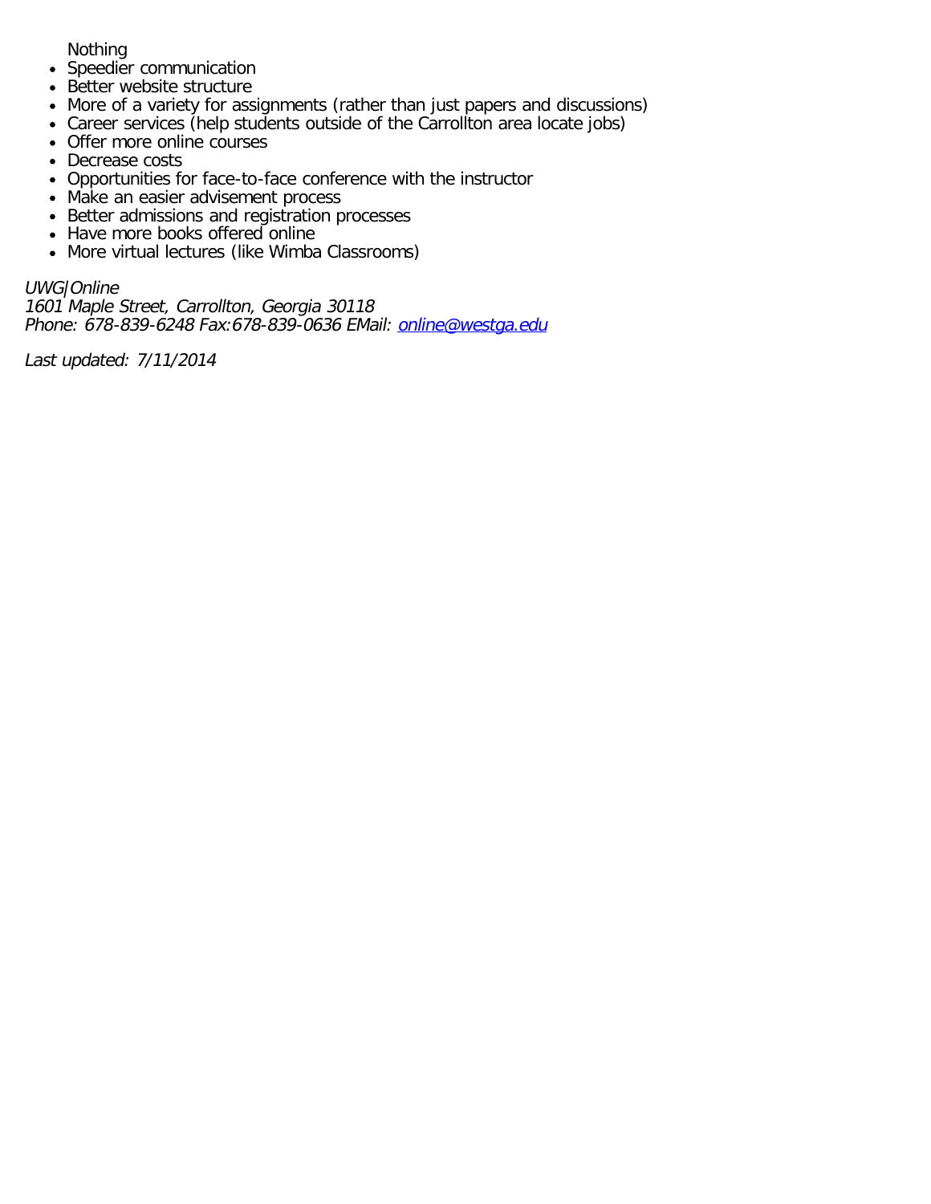Nothing

- Speedier communication
- Better website structure
- More of a variety for assignments (rather than just papers and discussions)
- Career services (help students outside of the Carrollton area locate jobs)
- Offer more online courses
- Decrease costs
- Opportunities for face-to-face conference with the instructor
- Make an easier advisement process
- Better admissions and registration processes
- Have more books offered online
- More virtual lectures (like Wimba Classrooms)

*UWG|Online*
*1601 Maple Street, Carrollton, Georgia 30118*
*Phone: 678-839-6248 Fax:678-839-0636 EMail: online@westga.edu*

*Last updated: 7/11/2014*